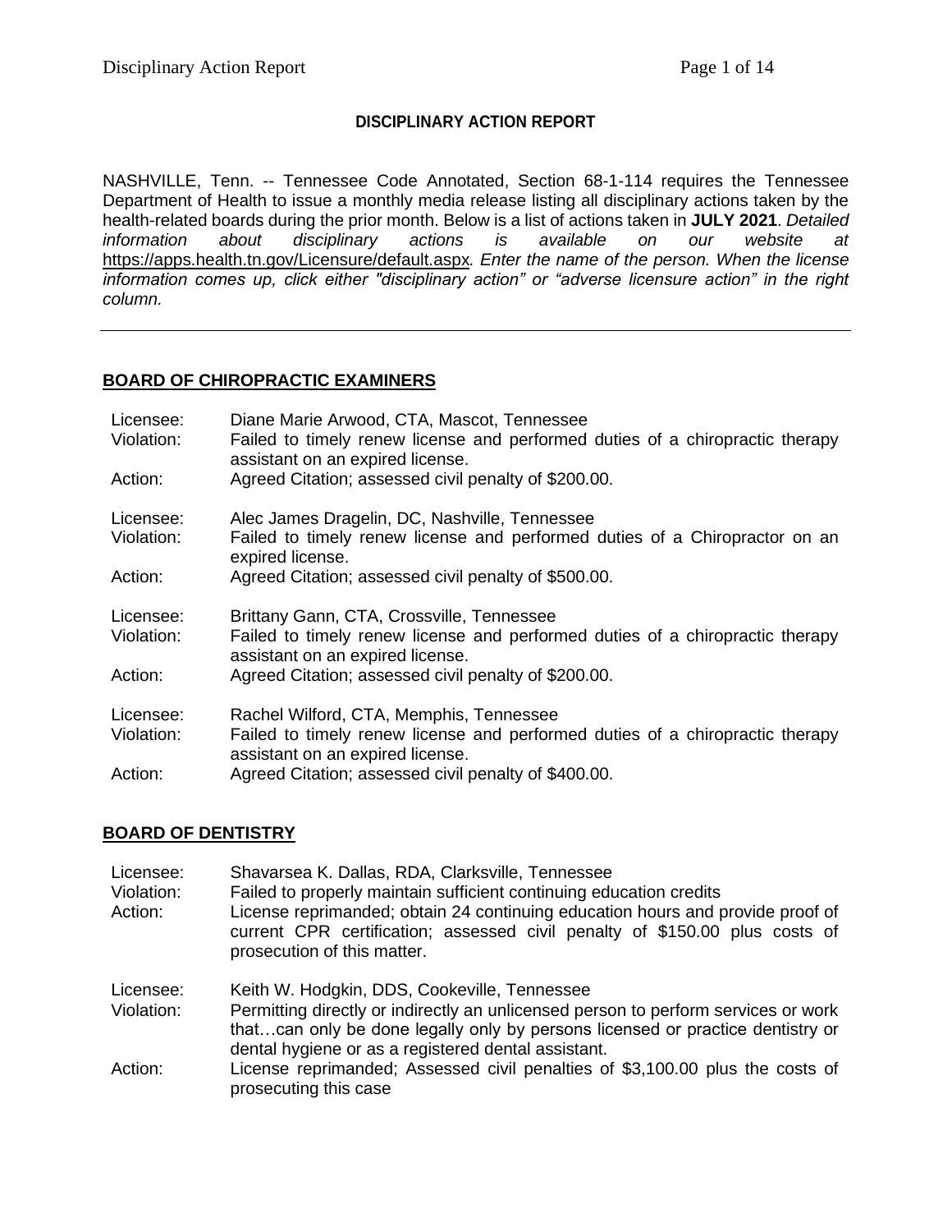# DISCIPLINARY ACTION REPORT

NASHVILLE, Tenn. -- Tennessee Code Annotated, Section 68-1-114 requires the Tennessee Department of Health to issue a monthly media release listing all disciplinary actions taken by the health-related boards during the prior month. Below is a list of actions taken in **JULY 2021**. *Detailed information about disciplinary actions is available on our website at* https://apps.health.tn.gov/Licensure/default.aspx*. Enter the name of the person. When the license information comes up, click either "disciplinary action" or "adverse licensure action" in the right column.*

---

## BOARD OF CHIROPRACTIC EXAMINERS

Licensee: Diane Marie Arwood, CTA, Mascot, Tennessee
Violation: Failed to timely renew license and performed duties of a chiropractic therapy assistant on an expired license.
Action: Agreed Citation; assessed civil penalty of $200.00.

Licensee: Alec James Dragelin, DC, Nashville, Tennessee
Violation: Failed to timely renew license and performed duties of a Chiropractor on an expired license.
Action: Agreed Citation; assessed civil penalty of $500.00.

Licensee: Brittany Gann, CTA, Crossville, Tennessee
Violation: Failed to timely renew license and performed duties of a chiropractic therapy assistant on an expired license.
Action: Agreed Citation; assessed civil penalty of $200.00.

Licensee: Rachel Wilford, CTA, Memphis, Tennessee
Violation: Failed to timely renew license and performed duties of a chiropractic therapy assistant on an expired license.
Action: Agreed Citation; assessed civil penalty of $400.00.

## BOARD OF DENTISTRY

Licensee: Shavarsea K. Dallas, RDA, Clarksville, Tennessee
Violation: Failed to properly maintain sufficient continuing education credits
Action: License reprimanded; obtain 24 continuing education hours and provide proof of current CPR certification; assessed civil penalty of $150.00 plus costs of prosecution of this matter.

Licensee: Keith W. Hodgkin, DDS, Cookeville, Tennessee
Violation: Permitting directly or indirectly an unlicensed person to perform services or work that…can only be done legally only by persons licensed or practice dentistry or dental hygiene or as a registered dental assistant.
Action: License reprimanded; Assessed civil penalties of $3,100.00 plus the costs of prosecuting this case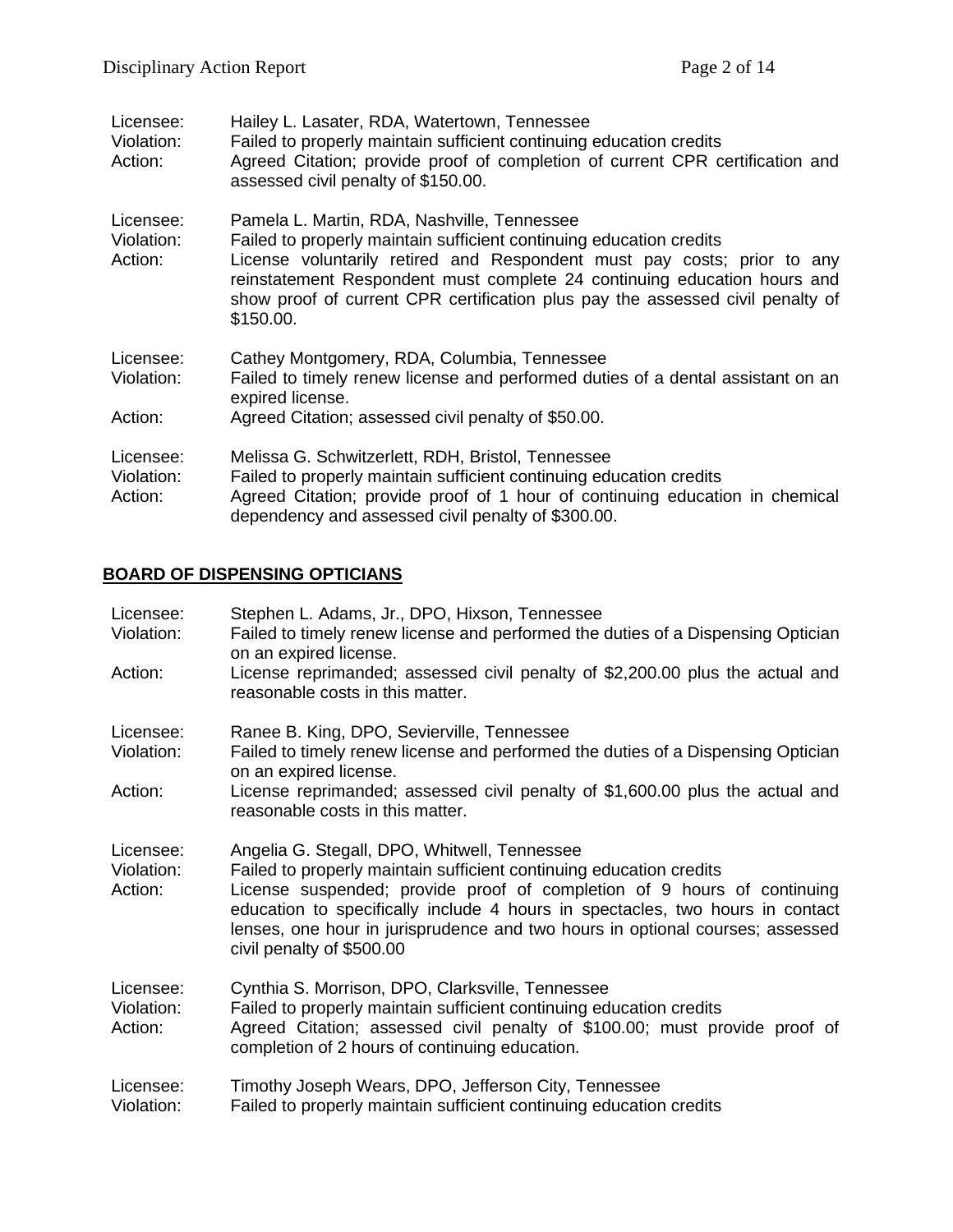Licensee: Hailey L. Lasater, RDA, Watertown, Tennessee
Violation: Failed to properly maintain sufficient continuing education credits
Action: Agreed Citation; provide proof of completion of current CPR certification and assessed civil penalty of $150.00.

Licensee: Pamela L. Martin, RDA, Nashville, Tennessee
Violation: Failed to properly maintain sufficient continuing education credits
Action: License voluntarily retired and Respondent must pay costs; prior to any reinstatement Respondent must complete 24 continuing education hours and show proof of current CPR certification plus pay the assessed civil penalty of $150.00.

Licensee: Cathey Montgomery, RDA, Columbia, Tennessee
Violation: Failed to timely renew license and performed duties of a dental assistant on an expired license.
Action: Agreed Citation; assessed civil penalty of $50.00.

Licensee: Melissa G. Schwitzerlett, RDH, Bristol, Tennessee
Violation: Failed to properly maintain sufficient continuing education credits
Action: Agreed Citation; provide proof of 1 hour of continuing education in chemical dependency and assessed civil penalty of $300.00.

## BOARD OF DISPENSING OPTICIANS

Licensee: Stephen L. Adams, Jr., DPO, Hixson, Tennessee
Violation: Failed to timely renew license and performed the duties of a Dispensing Optician on an expired license.
Action: License reprimanded; assessed civil penalty of $2,200.00 plus the actual and reasonable costs in this matter.

Licensee: Ranee B. King, DPO, Sevierville, Tennessee
Violation: Failed to timely renew license and performed the duties of a Dispensing Optician on an expired license.
Action: License reprimanded; assessed civil penalty of $1,600.00 plus the actual and reasonable costs in this matter.

Licensee: Angelia G. Stegall, DPO, Whitwell, Tennessee
Violation: Failed to properly maintain sufficient continuing education credits
Action: License suspended; provide proof of completion of 9 hours of continuing education to specifically include 4 hours in spectacles, two hours in contact lenses, one hour in jurisprudence and two hours in optional courses; assessed civil penalty of $500.00

Licensee: Cynthia S. Morrison, DPO, Clarksville, Tennessee
Violation: Failed to properly maintain sufficient continuing education credits
Action: Agreed Citation; assessed civil penalty of $100.00; must provide proof of completion of 2 hours of continuing education.

Licensee: Timothy Joseph Wears, DPO, Jefferson City, Tennessee
Violation: Failed to properly maintain sufficient continuing education credits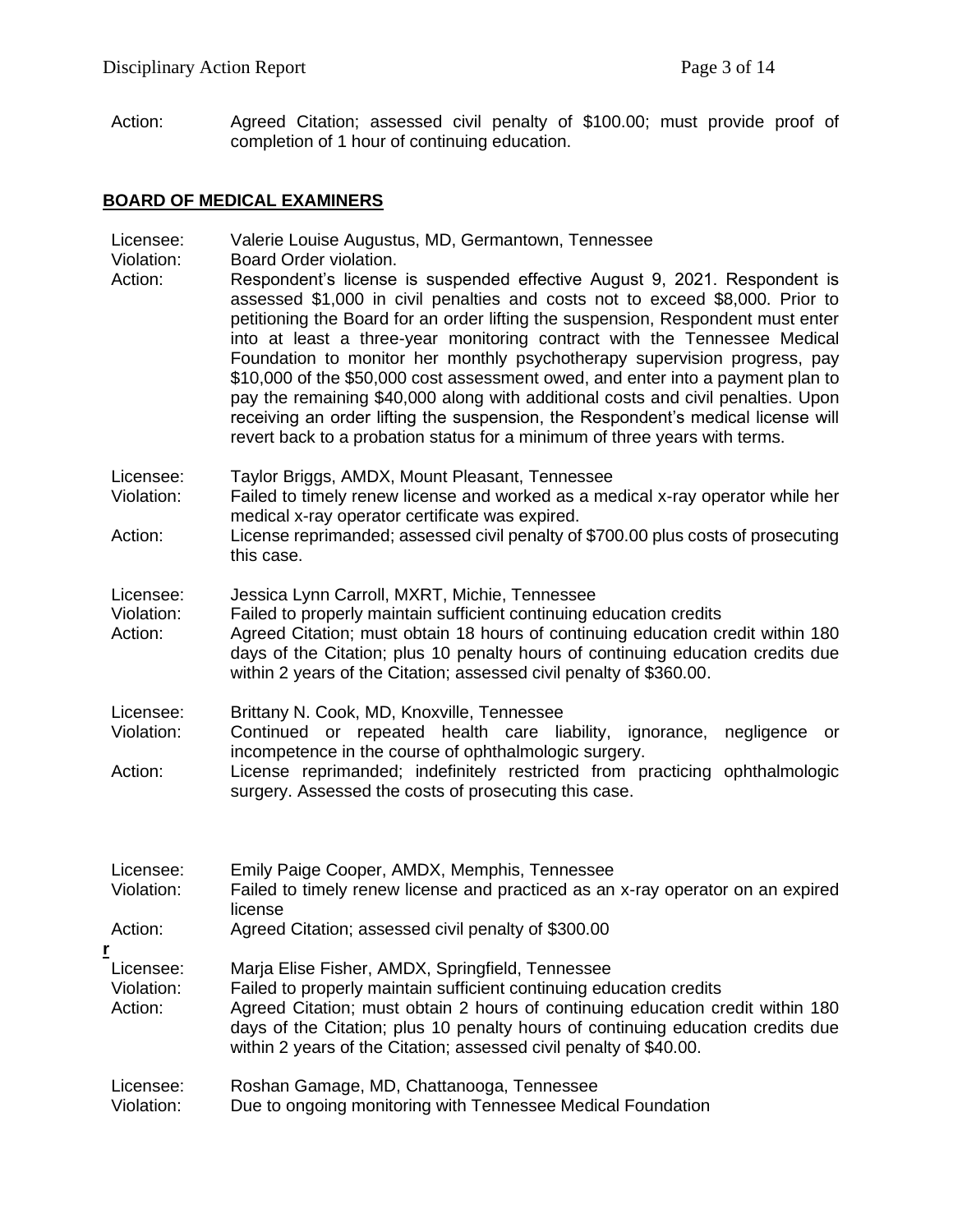Action: Agreed Citation; assessed civil penalty of $100.00; must provide proof of completion of 1 hour of continuing education.

## **BOARD OF MEDICAL EXAMINERS**

Licensee: Valerie Louise Augustus, MD, Germantown, Tennessee
Violation: Board Order violation.
Action: Respondent's license is suspended effective August 9, 2021. Respondent is assessed $1,000 in civil penalties and costs not to exceed $8,000. Prior to petitioning the Board for an order lifting the suspension, Respondent must enter into at least a three-year monitoring contract with the Tennessee Medical Foundation to monitor her monthly psychotherapy supervision progress, pay $10,000 of the $50,000 cost assessment owed, and enter into a payment plan to pay the remaining $40,000 along with additional costs and civil penalties. Upon receiving an order lifting the suspension, the Respondent's medical license will revert back to a probation status for a minimum of three years with terms.

Licensee: Taylor Briggs, AMDX, Mount Pleasant, Tennessee
Violation: Failed to timely renew license and worked as a medical x-ray operator while her medical x-ray operator certificate was expired.
Action: License reprimanded; assessed civil penalty of $700.00 plus costs of prosecuting this case.

Licensee: Jessica Lynn Carroll, MXRT, Michie, Tennessee
Violation: Failed to properly maintain sufficient continuing education credits
Action: Agreed Citation; must obtain 18 hours of continuing education credit within 180 days of the Citation; plus 10 penalty hours of continuing education credits due within 2 years of the Citation; assessed civil penalty of $360.00.

Licensee: Brittany N. Cook, MD, Knoxville, Tennessee
Violation: Continued or repeated health care liability, ignorance, negligence or incompetence in the course of ophthalmologic surgery.
Action: License reprimanded; indefinitely restricted from practicing ophthalmologic surgery. Assessed the costs of prosecuting this case.

Licensee: Emily Paige Cooper, AMDX, Memphis, Tennessee
Violation: Failed to timely renew license and practiced as an x-ray operator on an expired license
Action: Agreed Citation; assessed civil penalty of $300.00

Licensee: Marja Elise Fisher, AMDX, Springfield, Tennessee
Violation: Failed to properly maintain sufficient continuing education credits
Action: Agreed Citation; must obtain 2 hours of continuing education credit within 180 days of the Citation; plus 10 penalty hours of continuing education credits due within 2 years of the Citation; assessed civil penalty of $40.00.

Licensee: Roshan Gamage, MD, Chattanooga, Tennessee
Violation: Due to ongoing monitoring with Tennessee Medical Foundation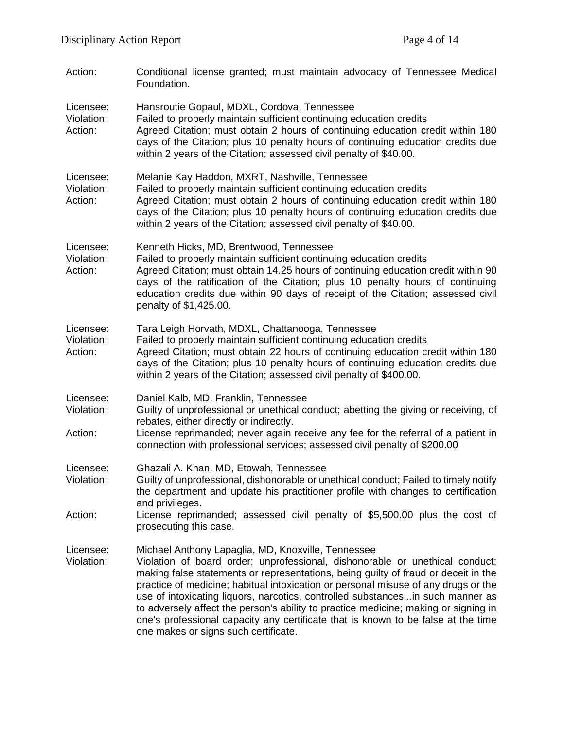Action: Conditional license granted; must maintain advocacy of Tennessee Medical Foundation.

Licensee: Hansroutie Gopaul, MDXL, Cordova, Tennessee
Violation: Failed to properly maintain sufficient continuing education credits
Action: Agreed Citation; must obtain 2 hours of continuing education credit within 180 days of the Citation; plus 10 penalty hours of continuing education credits due within 2 years of the Citation; assessed civil penalty of $40.00.

Licensee: Melanie Kay Haddon, MXRT, Nashville, Tennessee
Violation: Failed to properly maintain sufficient continuing education credits
Action: Agreed Citation; must obtain 2 hours of continuing education credit within 180 days of the Citation; plus 10 penalty hours of continuing education credits due within 2 years of the Citation; assessed civil penalty of $40.00.

Licensee: Kenneth Hicks, MD, Brentwood, Tennessee
Violation: Failed to properly maintain sufficient continuing education credits
Action: Agreed Citation; must obtain 14.25 hours of continuing education credit within 90 days of the ratification of the Citation; plus 10 penalty hours of continuing education credits due within 90 days of receipt of the Citation; assessed civil penalty of $1,425.00.

Licensee: Tara Leigh Horvath, MDXL, Chattanooga, Tennessee
Violation: Failed to properly maintain sufficient continuing education credits
Action: Agreed Citation; must obtain 22 hours of continuing education credit within 180 days of the Citation; plus 10 penalty hours of continuing education credits due within 2 years of the Citation; assessed civil penalty of $400.00.

Licensee: Daniel Kalb, MD, Franklin, Tennessee
Violation: Guilty of unprofessional or unethical conduct; abetting the giving or receiving, of rebates, either directly or indirectly.
Action: License reprimanded; never again receive any fee for the referral of a patient in connection with professional services; assessed civil penalty of $200.00

Licensee: Ghazali A. Khan, MD, Etowah, Tennessee
Violation: Guilty of unprofessional, dishonorable or unethical conduct; Failed to timely notify the department and update his practitioner profile with changes to certification and privileges.
Action: License reprimanded; assessed civil penalty of $5,500.00 plus the cost of prosecuting this case.

Licensee: Michael Anthony Lapaglia, MD, Knoxville, Tennessee
Violation: Violation of board order; unprofessional, dishonorable or unethical conduct; making false statements or representations, being guilty of fraud or deceit in the practice of medicine; habitual intoxication or personal misuse of any drugs or the use of intoxicating liquors, narcotics, controlled substances...in such manner as to adversely affect the person's ability to practice medicine; making or signing in one's professional capacity any certificate that is known to be false at the time one makes or signs such certificate.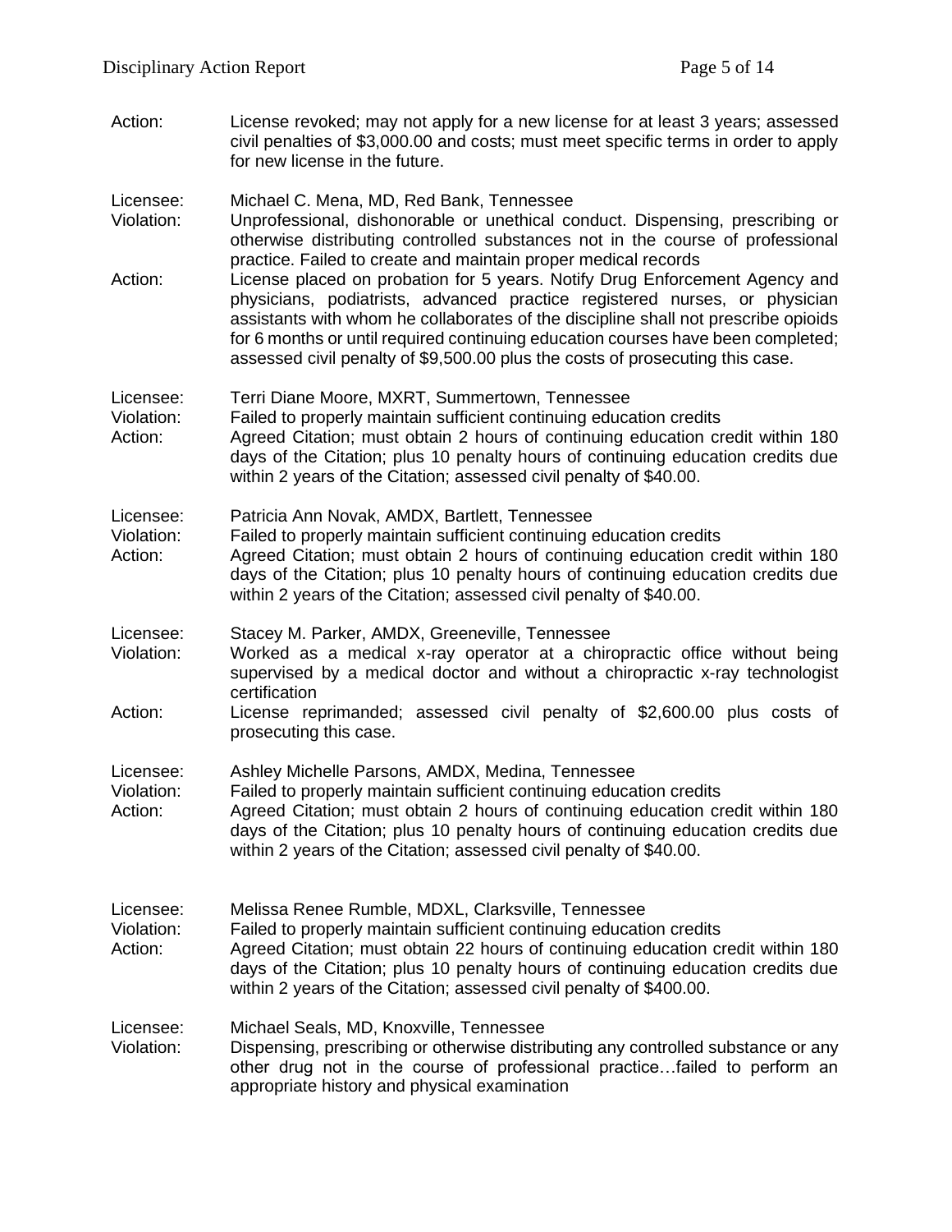Action: License revoked; may not apply for a new license for at least 3 years; assessed civil penalties of $3,000.00 and costs; must meet specific terms in order to apply for new license in the future.

Licensee: Michael C. Mena, MD, Red Bank, Tennessee
Violation: Unprofessional, dishonorable or unethical conduct. Dispensing, prescribing or otherwise distributing controlled substances not in the course of professional practice. Failed to create and maintain proper medical records
Action: License placed on probation for 5 years. Notify Drug Enforcement Agency and physicians, podiatrists, advanced practice registered nurses, or physician assistants with whom he collaborates of the discipline shall not prescribe opioids for 6 months or until required continuing education courses have been completed; assessed civil penalty of $9,500.00 plus the costs of prosecuting this case.

Licensee: Terri Diane Moore, MXRT, Summertown, Tennessee
Violation: Failed to properly maintain sufficient continuing education credits
Action: Agreed Citation; must obtain 2 hours of continuing education credit within 180 days of the Citation; plus 10 penalty hours of continuing education credits due within 2 years of the Citation; assessed civil penalty of $40.00.

Licensee: Patricia Ann Novak, AMDX, Bartlett, Tennessee
Violation: Failed to properly maintain sufficient continuing education credits
Action: Agreed Citation; must obtain 2 hours of continuing education credit within 180 days of the Citation; plus 10 penalty hours of continuing education credits due within 2 years of the Citation; assessed civil penalty of $40.00.

Licensee: Stacey M. Parker, AMDX, Greeneville, Tennessee
Violation: Worked as a medical x-ray operator at a chiropractic office without being supervised by a medical doctor and without a chiropractic x-ray technologist certification
Action: License reprimanded; assessed civil penalty of $2,600.00 plus costs of prosecuting this case.

Licensee: Ashley Michelle Parsons, AMDX, Medina, Tennessee
Violation: Failed to properly maintain sufficient continuing education credits
Action: Agreed Citation; must obtain 2 hours of continuing education credit within 180 days of the Citation; plus 10 penalty hours of continuing education credits due within 2 years of the Citation; assessed civil penalty of $40.00.

Licensee: Melissa Renee Rumble, MDXL, Clarksville, Tennessee
Violation: Failed to properly maintain sufficient continuing education credits
Action: Agreed Citation; must obtain 22 hours of continuing education credit within 180 days of the Citation; plus 10 penalty hours of continuing education credits due within 2 years of the Citation; assessed civil penalty of $400.00.

Licensee: Michael Seals, MD, Knoxville, Tennessee
Violation: Dispensing, prescribing or otherwise distributing any controlled substance or any other drug not in the course of professional practice…failed to perform an appropriate history and physical examination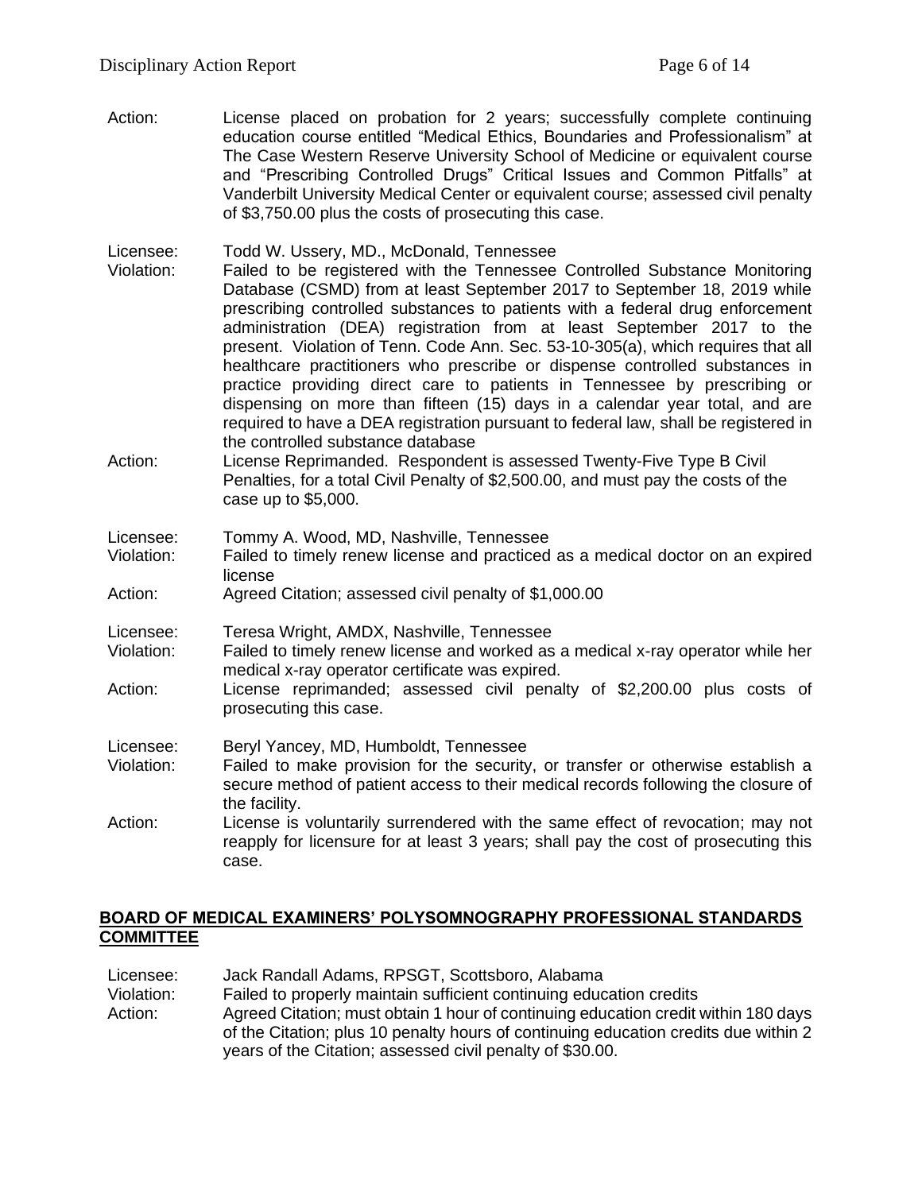Action: License placed on probation for 2 years; successfully complete continuing education course entitled "Medical Ethics, Boundaries and Professionalism" at The Case Western Reserve University School of Medicine or equivalent course and "Prescribing Controlled Drugs" Critical Issues and Common Pitfalls" at Vanderbilt University Medical Center or equivalent course; assessed civil penalty of $3,750.00 plus the costs of prosecuting this case.

Licensee: Todd W. Ussery, MD., McDonald, Tennessee
Violation: Failed to be registered with the Tennessee Controlled Substance Monitoring Database (CSMD) from at least September 2017 to September 18, 2019 while prescribing controlled substances to patients with a federal drug enforcement administration (DEA) registration from at least September 2017 to the present. Violation of Tenn. Code Ann. Sec. 53-10-305(a), which requires that all healthcare practitioners who prescribe or dispense controlled substances in practice providing direct care to patients in Tennessee by prescribing or dispensing on more than fifteen (15) days in a calendar year total, and are required to have a DEA registration pursuant to federal law, shall be registered in the controlled substance database
Action: License Reprimanded. Respondent is assessed Twenty-Five Type B Civil Penalties, for a total Civil Penalty of $2,500.00, and must pay the costs of the case up to $5,000.

Licensee: Tommy A. Wood, MD, Nashville, Tennessee
Violation: Failed to timely renew license and practiced as a medical doctor on an expired license
Action: Agreed Citation; assessed civil penalty of $1,000.00

Licensee: Teresa Wright, AMDX, Nashville, Tennessee
Violation: Failed to timely renew license and worked as a medical x-ray operator while her medical x-ray operator certificate was expired.
Action: License reprimanded; assessed civil penalty of $2,200.00 plus costs of prosecuting this case.

Licensee: Beryl Yancey, MD, Humboldt, Tennessee
Violation: Failed to make provision for the security, or transfer or otherwise establish a secure method of patient access to their medical records following the closure of the facility.
Action: License is voluntarily surrendered with the same effect of revocation; may not reapply for licensure for at least 3 years; shall pay the cost of prosecuting this case.

## BOARD OF MEDICAL EXAMINERS' POLYSOMNOGRAPHY PROFESSIONAL STANDARDS COMMITTEE

Licensee: Jack Randall Adams, RPSGT, Scottsboro, Alabama
Violation: Failed to properly maintain sufficient continuing education credits
Action: Agreed Citation; must obtain 1 hour of continuing education credit within 180 days of the Citation; plus 10 penalty hours of continuing education credits due within 2 years of the Citation; assessed civil penalty of $30.00.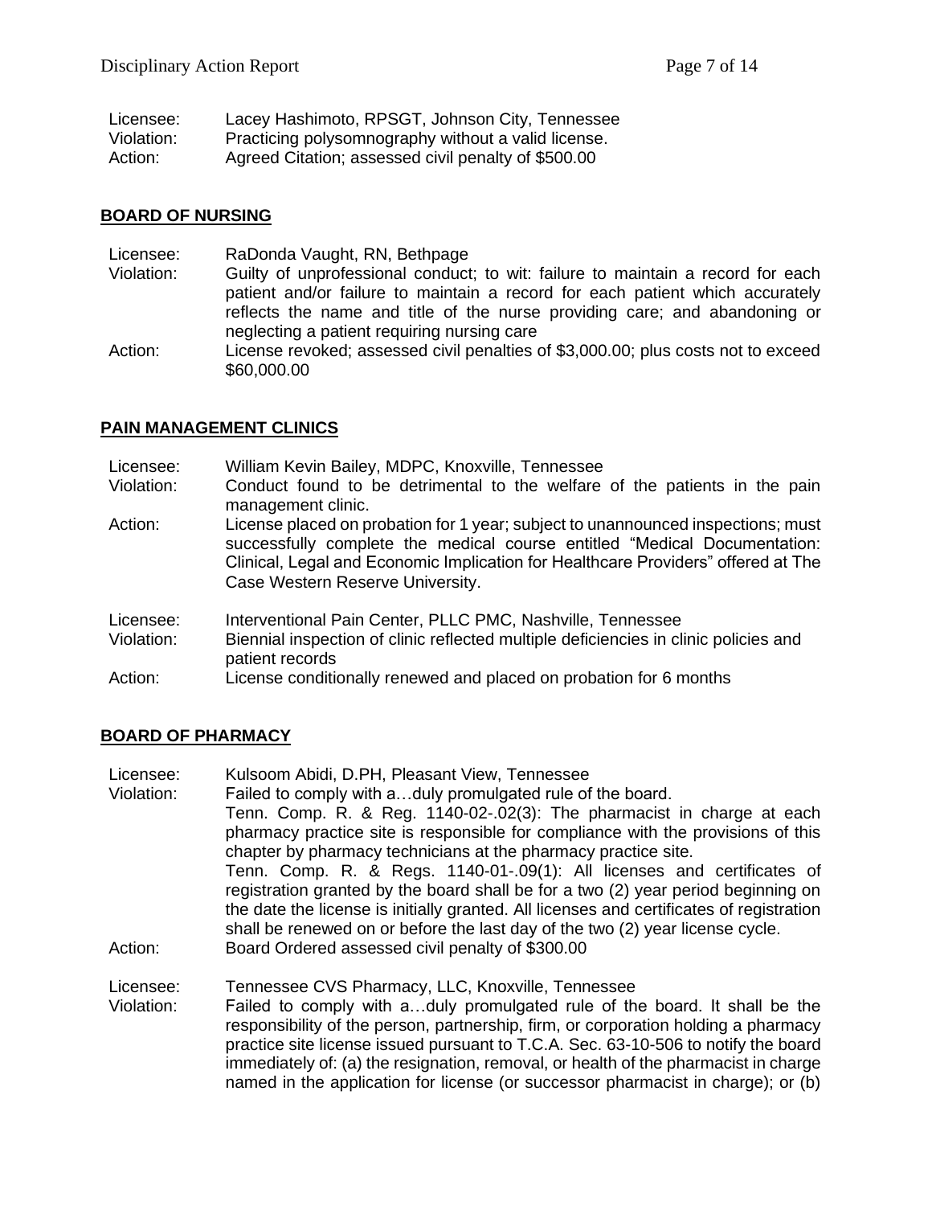Licensee: Lacey Hashimoto, RPSGT, Johnson City, Tennessee
Violation: Practicing polysomnography without a valid license.
Action: Agreed Citation; assessed civil penalty of $500.00

## BOARD OF NURSING

Licensee: RaDonda Vaught, RN, Bethpage
Violation: Guilty of unprofessional conduct; to wit: failure to maintain a record for each patient and/or failure to maintain a record for each patient which accurately reflects the name and title of the nurse providing care; and abandoning or neglecting a patient requiring nursing care
Action: License revoked; assessed civil penalties of $3,000.00; plus costs not to exceed $60,000.00

## PAIN MANAGEMENT CLINICS

Licensee: William Kevin Bailey, MDPC, Knoxville, Tennessee
Violation: Conduct found to be detrimental to the welfare of the patients in the pain management clinic.
Action: License placed on probation for 1 year; subject to unannounced inspections; must successfully complete the medical course entitled "Medical Documentation: Clinical, Legal and Economic Implication for Healthcare Providers" offered at The Case Western Reserve University.

Licensee: Interventional Pain Center, PLLC PMC, Nashville, Tennessee
Violation: Biennial inspection of clinic reflected multiple deficiencies in clinic policies and patient records
Action: License conditionally renewed and placed on probation for 6 months

## BOARD OF PHARMACY

Licensee: Kulsoom Abidi, D.PH, Pleasant View, Tennessee
Violation: Failed to comply with a…duly promulgated rule of the board.
Tenn. Comp. R. & Reg. 1140-02-.02(3): The pharmacist in charge at each pharmacy practice site is responsible for compliance with the provisions of this chapter by pharmacy technicians at the pharmacy practice site.
Tenn. Comp. R. & Regs. 1140-01-.09(1): All licenses and certificates of registration granted by the board shall be for a two (2) year period beginning on the date the license is initially granted. All licenses and certificates of registration shall be renewed on or before the last day of the two (2) year license cycle.
Action: Board Ordered assessed civil penalty of $300.00

Licensee: Tennessee CVS Pharmacy, LLC, Knoxville, Tennessee
Violation: Failed to comply with a…duly promulgated rule of the board. It shall be the responsibility of the person, partnership, firm, or corporation holding a pharmacy practice site license issued pursuant to T.C.A. Sec. 63-10-506 to notify the board immediately of: (a) the resignation, removal, or health of the pharmacist in charge named in the application for license (or successor pharmacist in charge); or (b)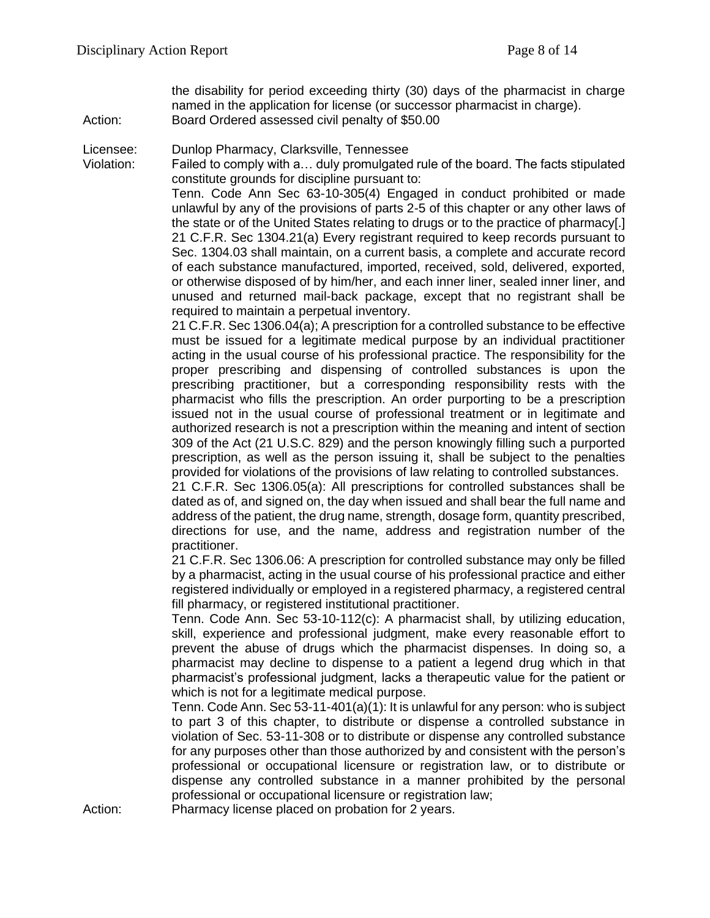the disability for period exceeding thirty (30) days of the pharmacist in charge named in the application for license (or successor pharmacist in charge).

Action: Board Ordered assessed civil penalty of $50.00

Licensee: Dunlop Pharmacy, Clarksville, Tennessee

Violation: Failed to comply with a… duly promulgated rule of the board. The facts stipulated constitute grounds for discipline pursuant to:

Tenn. Code Ann Sec 63-10-305(4) Engaged in conduct prohibited or made unlawful by any of the provisions of parts 2-5 of this chapter or any other laws of the state or of the United States relating to drugs or to the practice of pharmacy[.]

21 C.F.R. Sec 1304.21(a) Every registrant required to keep records pursuant to Sec. 1304.03 shall maintain, on a current basis, a complete and accurate record of each substance manufactured, imported, received, sold, delivered, exported, or otherwise disposed of by him/her, and each inner liner, sealed inner liner, and unused and returned mail-back package, except that no registrant shall be required to maintain a perpetual inventory.

21 C.F.R. Sec 1306.04(a); A prescription for a controlled substance to be effective must be issued for a legitimate medical purpose by an individual practitioner acting in the usual course of his professional practice. The responsibility for the proper prescribing and dispensing of controlled substances is upon the prescribing practitioner, but a corresponding responsibility rests with the pharmacist who fills the prescription. An order purporting to be a prescription issued not in the usual course of professional treatment or in legitimate and authorized research is not a prescription within the meaning and intent of section 309 of the Act (21 U.S.C. 829) and the person knowingly filling such a purported prescription, as well as the person issuing it, shall be subject to the penalties provided for violations of the provisions of law relating to controlled substances.

21 C.F.R. Sec 1306.05(a): All prescriptions for controlled substances shall be dated as of, and signed on, the day when issued and shall bear the full name and address of the patient, the drug name, strength, dosage form, quantity prescribed, directions for use, and the name, address and registration number of the practitioner.

21 C.F.R. Sec 1306.06: A prescription for controlled substance may only be filled by a pharmacist, acting in the usual course of his professional practice and either registered individually or employed in a registered pharmacy, a registered central fill pharmacy, or registered institutional practitioner.

Tenn. Code Ann. Sec 53-10-112(c): A pharmacist shall, by utilizing education, skill, experience and professional judgment, make every reasonable effort to prevent the abuse of drugs which the pharmacist dispenses. In doing so, a pharmacist may decline to dispense to a patient a legend drug which in that pharmacist's professional judgment, lacks a therapeutic value for the patient or which is not for a legitimate medical purpose.

Tenn. Code Ann. Sec 53-11-401(a)(1): It is unlawful for any person: who is subject to part 3 of this chapter, to distribute or dispense a controlled substance in violation of Sec. 53-11-308 or to distribute or dispense any controlled substance for any purposes other than those authorized by and consistent with the person's professional or occupational licensure or registration law, or to distribute or dispense any controlled substance in a manner prohibited by the personal professional or occupational licensure or registration law;

Action: Pharmacy license placed on probation for 2 years.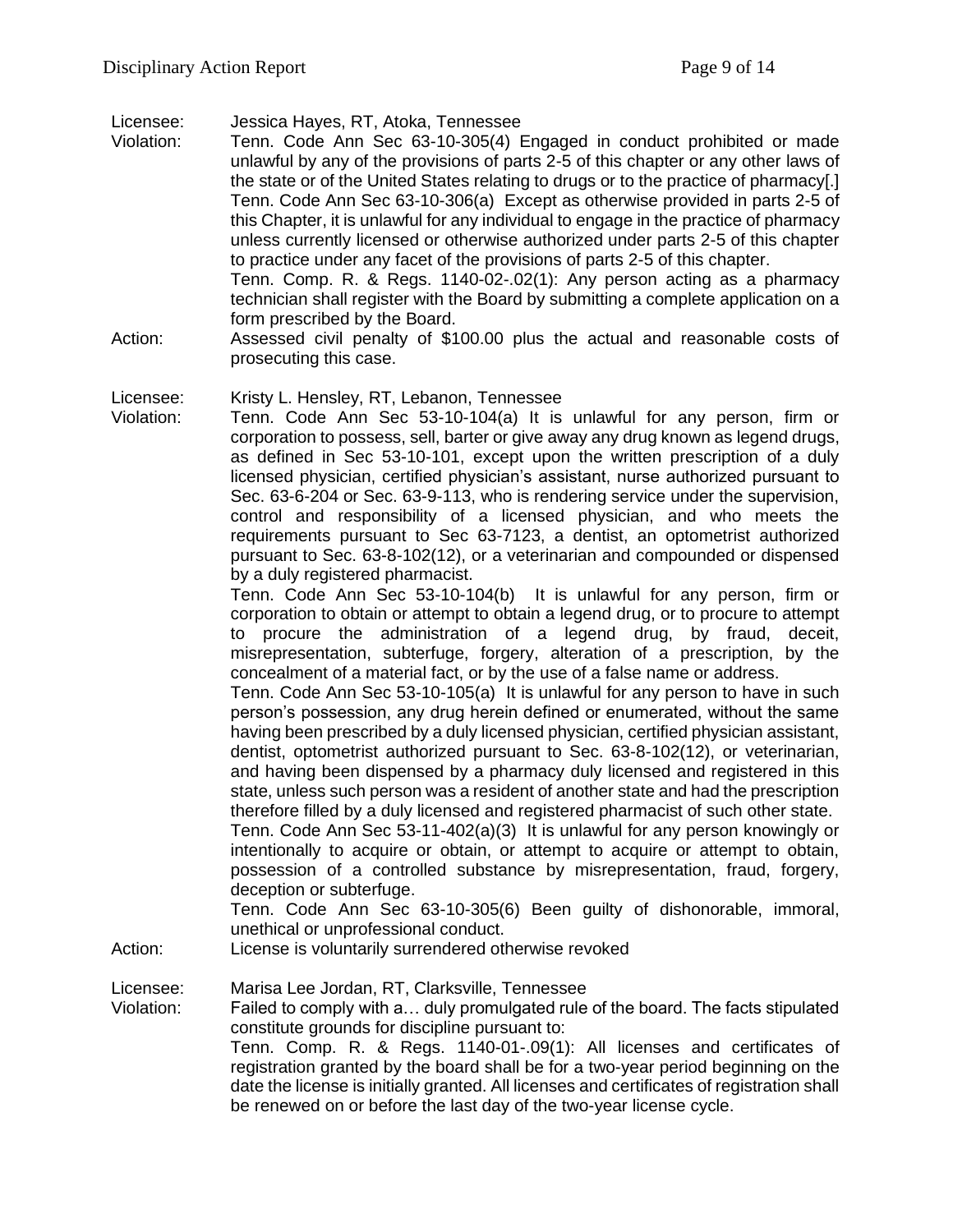Licensee: Jessica Hayes, RT, Atoka, Tennessee

Violation: Tenn. Code Ann Sec 63-10-305(4) Engaged in conduct prohibited or made unlawful by any of the provisions of parts 2-5 of this chapter or any other laws of the state or of the United States relating to drugs or to the practice of pharmacy[.]
Tenn. Code Ann Sec 63-10-306(a) Except as otherwise provided in parts 2-5 of this Chapter, it is unlawful for any individual to engage in the practice of pharmacy unless currently licensed or otherwise authorized under parts 2-5 of this chapter to practice under any facet of the provisions of parts 2-5 of this chapter.
Tenn. Comp. R. & Regs. 1140-02-.02(1): Any person acting as a pharmacy technician shall register with the Board by submitting a complete application on a form prescribed by the Board.

Action: Assessed civil penalty of $100.00 plus the actual and reasonable costs of prosecuting this case.

Licensee: Kristy L. Hensley, RT, Lebanon, Tennessee

Violation: Tenn. Code Ann Sec 53-10-104(a) It is unlawful for any person, firm or corporation to possess, sell, barter or give away any drug known as legend drugs, as defined in Sec 53-10-101, except upon the written prescription of a duly licensed physician, certified physician's assistant, nurse authorized pursuant to Sec. 63-6-204 or Sec. 63-9-113, who is rendering service under the supervision, control and responsibility of a licensed physician, and who meets the requirements pursuant to Sec 63-7123, a dentist, an optometrist authorized pursuant to Sec. 63-8-102(12), or a veterinarian and compounded or dispensed by a duly registered pharmacist.
Tenn. Code Ann Sec 53-10-104(b) It is unlawful for any person, firm or corporation to obtain or attempt to obtain a legend drug, or to procure to attempt to procure the administration of a legend drug, by fraud, deceit, misrepresentation, subterfuge, forgery, alteration of a prescription, by the concealment of a material fact, or by the use of a false name or address.
Tenn. Code Ann Sec 53-10-105(a) It is unlawful for any person to have in such person's possession, any drug herein defined or enumerated, without the same having been prescribed by a duly licensed physician, certified physician assistant, dentist, optometrist authorized pursuant to Sec. 63-8-102(12), or veterinarian, and having been dispensed by a pharmacy duly licensed and registered in this state, unless such person was a resident of another state and had the prescription therefore filled by a duly licensed and registered pharmacist of such other state.
Tenn. Code Ann Sec 53-11-402(a)(3) It is unlawful for any person knowingly or intentionally to acquire or obtain, or attempt to acquire or attempt to obtain, possession of a controlled substance by misrepresentation, fraud, forgery, deception or subterfuge.
Tenn. Code Ann Sec 63-10-305(6) Been guilty of dishonorable, immoral, unethical or unprofessional conduct.

Action: License is voluntarily surrendered otherwise revoked

Licensee: Marisa Lee Jordan, RT, Clarksville, Tennessee

Violation: Failed to comply with a… duly promulgated rule of the board. The facts stipulated constitute grounds for discipline pursuant to:
Tenn. Comp. R. & Regs. 1140-01-.09(1): All licenses and certificates of registration granted by the board shall be for a two-year period beginning on the date the license is initially granted. All licenses and certificates of registration shall be renewed on or before the last day of the two-year license cycle.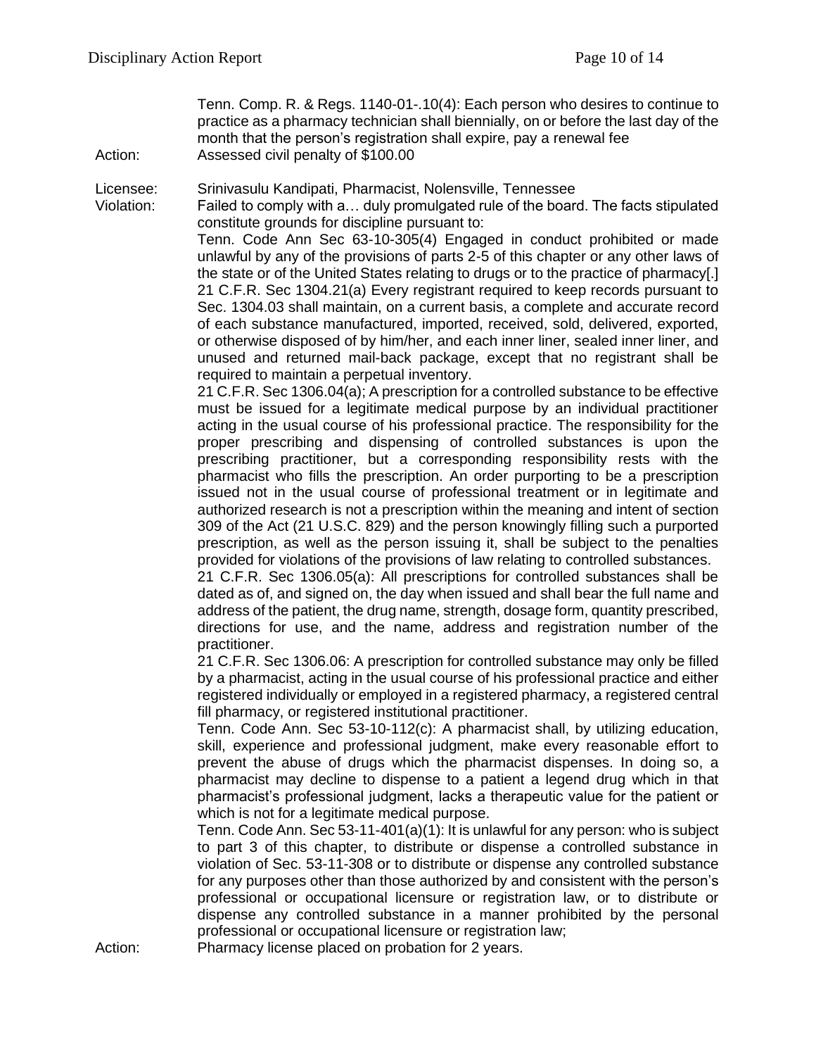Tenn. Comp. R. & Regs. 1140-01-.10(4): Each person who desires to continue to practice as a pharmacy technician shall biennially, on or before the last day of the month that the person's registration shall expire, pay a renewal fee

Action: Assessed civil penalty of $100.00

Licensee: Srinivasulu Kandipati, Pharmacist, Nolensville, Tennessee

Violation: Failed to comply with a… duly promulgated rule of the board. The facts stipulated constitute grounds for discipline pursuant to:

Tenn. Code Ann Sec 63-10-305(4) Engaged in conduct prohibited or made unlawful by any of the provisions of parts 2-5 of this chapter or any other laws of the state or of the United States relating to drugs or to the practice of pharmacy[.]

21 C.F.R. Sec 1304.21(a) Every registrant required to keep records pursuant to Sec. 1304.03 shall maintain, on a current basis, a complete and accurate record of each substance manufactured, imported, received, sold, delivered, exported, or otherwise disposed of by him/her, and each inner liner, sealed inner liner, and unused and returned mail-back package, except that no registrant shall be required to maintain a perpetual inventory.

21 C.F.R. Sec 1306.04(a); A prescription for a controlled substance to be effective must be issued for a legitimate medical purpose by an individual practitioner acting in the usual course of his professional practice. The responsibility for the proper prescribing and dispensing of controlled substances is upon the prescribing practitioner, but a corresponding responsibility rests with the pharmacist who fills the prescription. An order purporting to be a prescription issued not in the usual course of professional treatment or in legitimate and authorized research is not a prescription within the meaning and intent of section 309 of the Act (21 U.S.C. 829) and the person knowingly filling such a purported prescription, as well as the person issuing it, shall be subject to the penalties provided for violations of the provisions of law relating to controlled substances.

21 C.F.R. Sec 1306.05(a): All prescriptions for controlled substances shall be dated as of, and signed on, the day when issued and shall bear the full name and address of the patient, the drug name, strength, dosage form, quantity prescribed, directions for use, and the name, address and registration number of the practitioner.

21 C.F.R. Sec 1306.06: A prescription for controlled substance may only be filled by a pharmacist, acting in the usual course of his professional practice and either registered individually or employed in a registered pharmacy, a registered central fill pharmacy, or registered institutional practitioner.

Tenn. Code Ann. Sec 53-10-112(c): A pharmacist shall, by utilizing education, skill, experience and professional judgment, make every reasonable effort to prevent the abuse of drugs which the pharmacist dispenses. In doing so, a pharmacist may decline to dispense to a patient a legend drug which in that pharmacist's professional judgment, lacks a therapeutic value for the patient or which is not for a legitimate medical purpose.

Tenn. Code Ann. Sec 53-11-401(a)(1): It is unlawful for any person: who is subject to part 3 of this chapter, to distribute or dispense a controlled substance in violation of Sec. 53-11-308 or to distribute or dispense any controlled substance for any purposes other than those authorized by and consistent with the person's professional or occupational licensure or registration law, or to distribute or dispense any controlled substance in a manner prohibited by the personal professional or occupational licensure or registration law;

Action: Pharmacy license placed on probation for 2 years.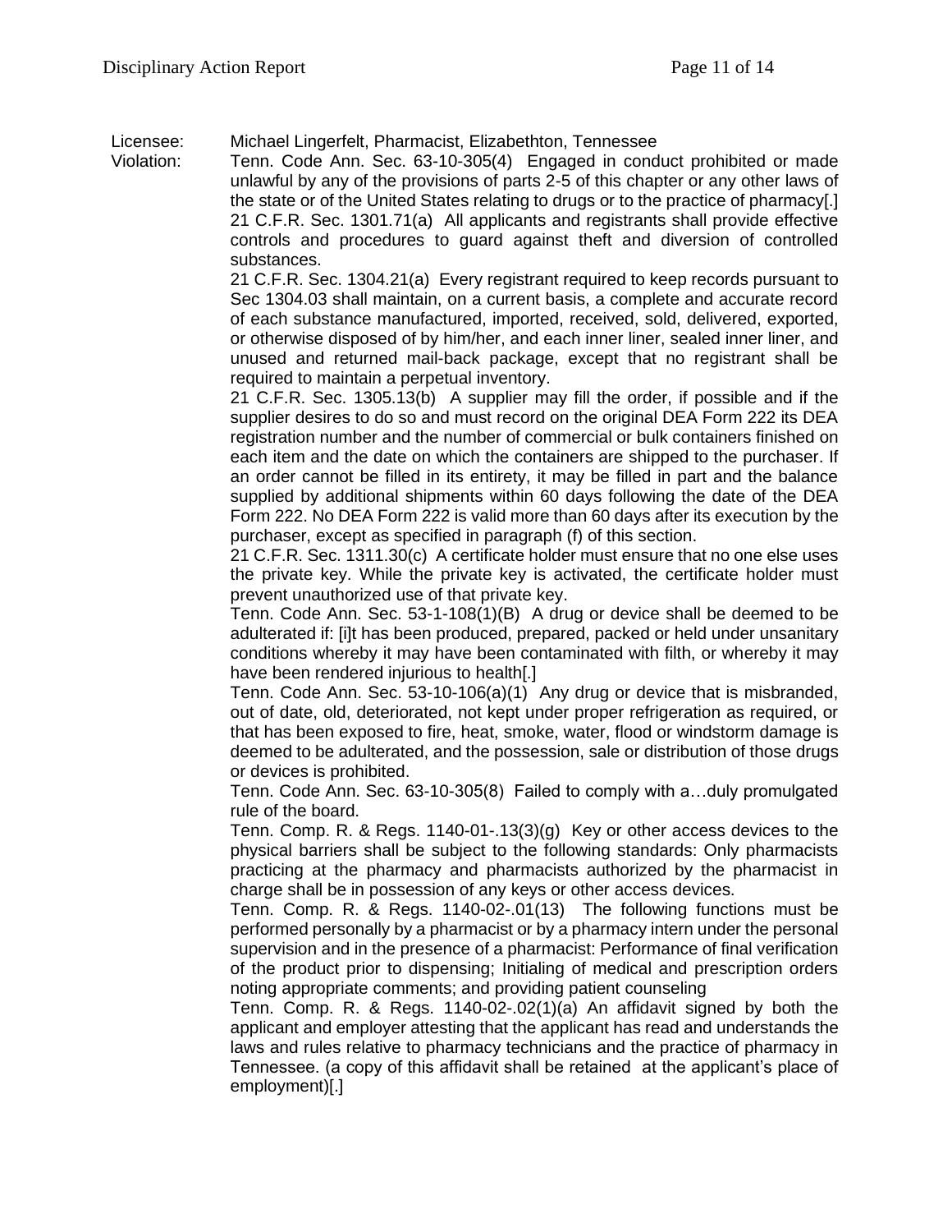Licensee: Michael Lingerfelt, Pharmacist, Elizabethton, Tennessee

Violation: Tenn. Code Ann. Sec. 63-10-305(4) Engaged in conduct prohibited or made unlawful by any of the provisions of parts 2-5 of this chapter or any other laws of the state or of the United States relating to drugs or to the practice of pharmacy[.]

21 C.F.R. Sec. 1301.71(a) All applicants and registrants shall provide effective controls and procedures to guard against theft and diversion of controlled substances.

21 C.F.R. Sec. 1304.21(a) Every registrant required to keep records pursuant to Sec 1304.03 shall maintain, on a current basis, a complete and accurate record of each substance manufactured, imported, received, sold, delivered, exported, or otherwise disposed of by him/her, and each inner liner, sealed inner liner, and unused and returned mail-back package, except that no registrant shall be required to maintain a perpetual inventory.

21 C.F.R. Sec. 1305.13(b) A supplier may fill the order, if possible and if the supplier desires to do so and must record on the original DEA Form 222 its DEA registration number and the number of commercial or bulk containers finished on each item and the date on which the containers are shipped to the purchaser. If an order cannot be filled in its entirety, it may be filled in part and the balance supplied by additional shipments within 60 days following the date of the DEA Form 222. No DEA Form 222 is valid more than 60 days after its execution by the purchaser, except as specified in paragraph (f) of this section.

21 C.F.R. Sec. 1311.30(c) A certificate holder must ensure that no one else uses the private key. While the private key is activated, the certificate holder must prevent unauthorized use of that private key.

Tenn. Code Ann. Sec. 53-1-108(1)(B) A drug or device shall be deemed to be adulterated if: [i]t has been produced, prepared, packed or held under unsanitary conditions whereby it may have been contaminated with filth, or whereby it may have been rendered injurious to health[.]

Tenn. Code Ann. Sec. 53-10-106(a)(1) Any drug or device that is misbranded, out of date, old, deteriorated, not kept under proper refrigeration as required, or that has been exposed to fire, heat, smoke, water, flood or windstorm damage is deemed to be adulterated, and the possession, sale or distribution of those drugs or devices is prohibited.

Tenn. Code Ann. Sec. 63-10-305(8) Failed to comply with a…duly promulgated rule of the board.

Tenn. Comp. R. & Regs. 1140-01-.13(3)(g) Key or other access devices to the physical barriers shall be subject to the following standards: Only pharmacists practicing at the pharmacy and pharmacists authorized by the pharmacist in charge shall be in possession of any keys or other access devices.

Tenn. Comp. R. & Regs. 1140-02-.01(13) The following functions must be performed personally by a pharmacist or by a pharmacy intern under the personal supervision and in the presence of a pharmacist: Performance of final verification of the product prior to dispensing; Initialing of medical and prescription orders noting appropriate comments; and providing patient counseling

Tenn. Comp. R. & Regs. 1140-02-.02(1)(a) An affidavit signed by both the applicant and employer attesting that the applicant has read and understands the laws and rules relative to pharmacy technicians and the practice of pharmacy in Tennessee. (a copy of this affidavit shall be retained at the applicant's place of employment)[.]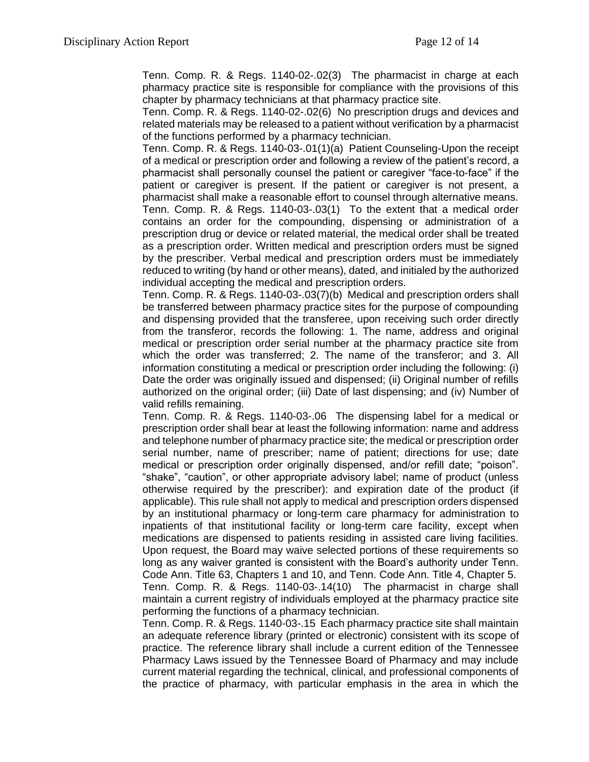Tenn. Comp. R. & Regs. 1140-02-.02(3) The pharmacist in charge at each pharmacy practice site is responsible for compliance with the provisions of this chapter by pharmacy technicians at that pharmacy practice site.

Tenn. Comp. R. & Regs. 1140-02-.02(6) No prescription drugs and devices and related materials may be released to a patient without verification by a pharmacist of the functions performed by a pharmacy technician.

Tenn. Comp. R. & Regs. 1140-03-.01(1)(a) Patient Counseling-Upon the receipt of a medical or prescription order and following a review of the patient's record, a pharmacist shall personally counsel the patient or caregiver "face-to-face" if the patient or caregiver is present. If the patient or caregiver is not present, a pharmacist shall make a reasonable effort to counsel through alternative means.

Tenn. Comp. R. & Regs. 1140-03-.03(1) To the extent that a medical order contains an order for the compounding, dispensing or administration of a prescription drug or device or related material, the medical order shall be treated as a prescription order. Written medical and prescription orders must be signed by the prescriber. Verbal medical and prescription orders must be immediately reduced to writing (by hand or other means), dated, and initialed by the authorized individual accepting the medical and prescription orders.

Tenn. Comp. R. & Regs. 1140-03-.03(7)(b) Medical and prescription orders shall be transferred between pharmacy practice sites for the purpose of compounding and dispensing provided that the transferee, upon receiving such order directly from the transferor, records the following: 1. The name, address and original medical or prescription order serial number at the pharmacy practice site from which the order was transferred; 2. The name of the transferor; and 3. All information constituting a medical or prescription order including the following: (i) Date the order was originally issued and dispensed; (ii) Original number of refills authorized on the original order; (iii) Date of last dispensing; and (iv) Number of valid refills remaining.

Tenn. Comp. R. & Regs. 1140-03-.06 The dispensing label for a medical or prescription order shall bear at least the following information: name and address and telephone number of pharmacy practice site; the medical or prescription order serial number, name of prescriber; name of patient; directions for use; date medical or prescription order originally dispensed, and/or refill date; "poison". "shake", "caution", or other appropriate advisory label; name of product (unless otherwise required by the prescriber): and expiration date of the product (if applicable). This rule shall not apply to medical and prescription orders dispensed by an institutional pharmacy or long-term care pharmacy for administration to inpatients of that institutional facility or long-term care facility, except when medications are dispensed to patients residing in assisted care living facilities. Upon request, the Board may waive selected portions of these requirements so long as any waiver granted is consistent with the Board's authority under Tenn. Code Ann. Title 63, Chapters 1 and 10, and Tenn. Code Ann. Title 4, Chapter 5.

Tenn. Comp. R. & Regs. 1140-03-.14(10) The pharmacist in charge shall maintain a current registry of individuals employed at the pharmacy practice site performing the functions of a pharmacy technician.

Tenn. Comp. R. & Regs. 1140-03-.15 Each pharmacy practice site shall maintain an adequate reference library (printed or electronic) consistent with its scope of practice. The reference library shall include a current edition of the Tennessee Pharmacy Laws issued by the Tennessee Board of Pharmacy and may include current material regarding the technical, clinical, and professional components of the practice of pharmacy, with particular emphasis in the area in which the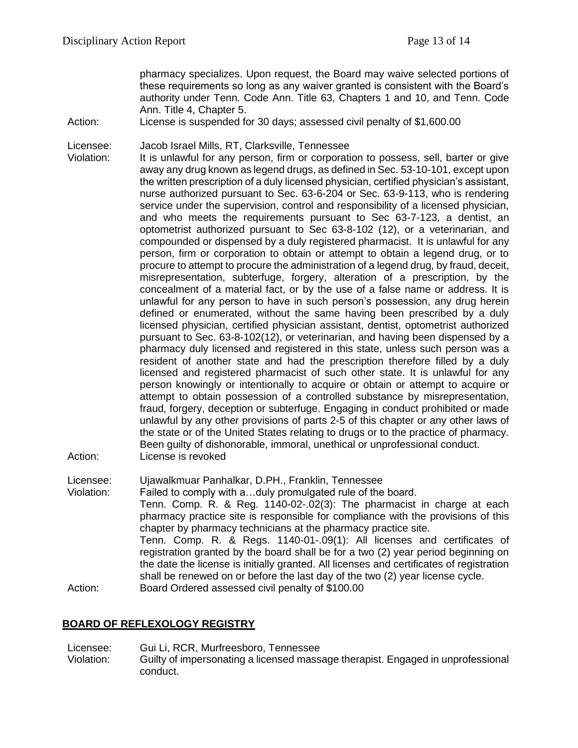pharmacy specializes. Upon request, the Board may waive selected portions of these requirements so long as any waiver granted is consistent with the Board's authority under Tenn. Code Ann. Title 63, Chapters 1 and 10, and Tenn. Code Ann. Title 4, Chapter 5.

Action: License is suspended for 30 days; assessed civil penalty of $1,600.00

Licensee: Jacob Israel Mills, RT, Clarksville, Tennessee

Violation: It is unlawful for any person, firm or corporation to possess, sell, barter or give away any drug known as legend drugs, as defined in Sec. 53-10-101, except upon the written prescription of a duly licensed physician, certified physician's assistant, nurse authorized pursuant to Sec. 63-6-204 or Sec. 63-9-113, who is rendering service under the supervision, control and responsibility of a licensed physician, and who meets the requirements pursuant to Sec 63-7-123, a dentist, an optometrist authorized pursuant to Sec 63-8-102 (12), or a veterinarian, and compounded or dispensed by a duly registered pharmacist. It is unlawful for any person, firm or corporation to obtain or attempt to obtain a legend drug, or to procure to attempt to procure the administration of a legend drug, by fraud, deceit, misrepresentation, subterfuge, forgery, alteration of a prescription, by the concealment of a material fact, or by the use of a false name or address. It is unlawful for any person to have in such person's possession, any drug herein defined or enumerated, without the same having been prescribed by a duly licensed physician, certified physician assistant, dentist, optometrist authorized pursuant to Sec. 63-8-102(12), or veterinarian, and having been dispensed by a pharmacy duly licensed and registered in this state, unless such person was a resident of another state and had the prescription therefore filled by a duly licensed and registered pharmacist of such other state. It is unlawful for any person knowingly or intentionally to acquire or obtain or attempt to acquire or attempt to obtain possession of a controlled substance by misrepresentation, fraud, forgery, deception or subterfuge. Engaging in conduct prohibited or made unlawful by any other provisions of parts 2-5 of this chapter or any other laws of the state or of the United States relating to drugs or to the practice of pharmacy. Been guilty of dishonorable, immoral, unethical or unprofessional conduct.

Action: License is revoked

Licensee: Ujawalkmuar Panhalkar, D.PH., Franklin, Tennessee

Violation: Failed to comply with a…duly promulgated rule of the board.
Tenn. Comp. R. & Reg. 1140-02-.02(3): The pharmacist in charge at each pharmacy practice site is responsible for compliance with the provisions of this chapter by pharmacy technicians at the pharmacy practice site.
Tenn. Comp. R. & Regs. 1140-01-.09(1): All licenses and certificates of registration granted by the board shall be for a two (2) year period beginning on the date the license is initially granted. All licenses and certificates of registration shall be renewed on or before the last day of the two (2) year license cycle.

Action: Board Ordered assessed civil penalty of $100.00

## BOARD OF REFLEXOLOGY REGISTRY

Licensee: Gui Li, RCR, Murfreesboro, Tennessee

Violation: Guilty of impersonating a licensed massage therapist. Engaged in unprofessional conduct.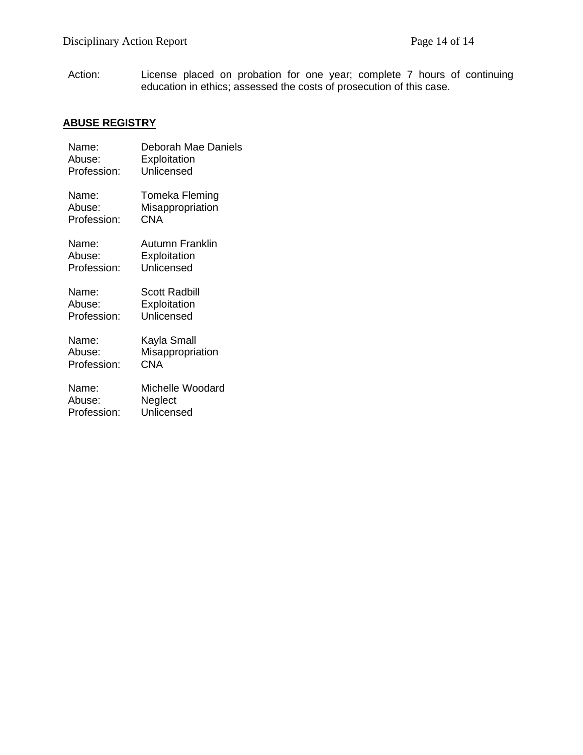Action: License placed on probation for one year; complete 7 hours of continuing education in ethics; assessed the costs of prosecution of this case.

## ABUSE REGISTRY

Name: Deborah Mae Daniels
Abuse: Exploitation
Profession: Unlicensed

Name: Tomeka Fleming
Abuse: Misappropriation
Profession: CNA

Name: Autumn Franklin
Abuse: Exploitation
Profession: Unlicensed

Name: Scott Radbill
Abuse: Exploitation
Profession: Unlicensed

Name: Kayla Small
Abuse: Misappropriation
Profession: CNA

Name: Michelle Woodard
Abuse: Neglect
Profession: Unlicensed